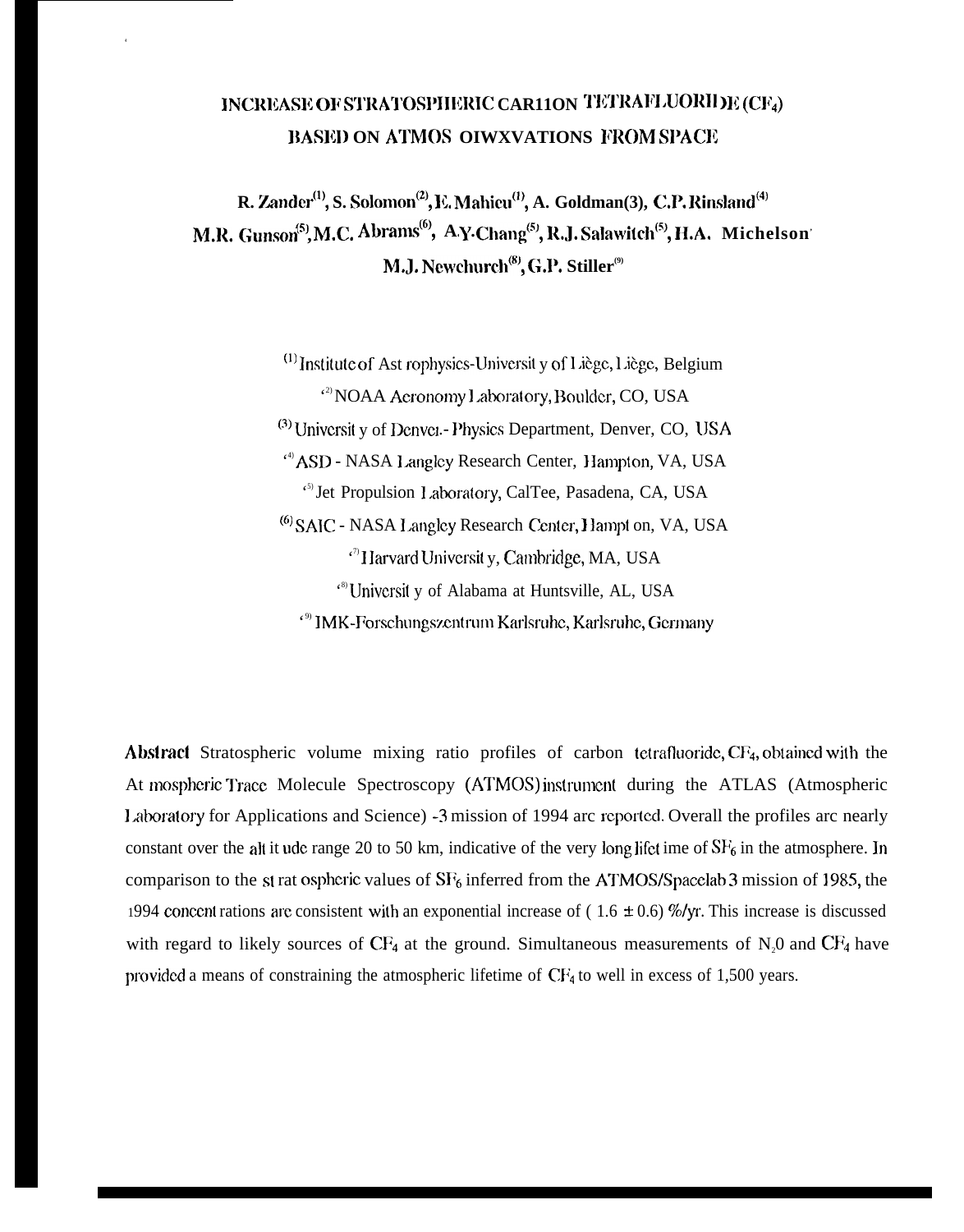# INCREASE OF STRATOSPHERIC CAR11ON TETRAFLUORIDE ($CF_4$) BASED ON ATMOS OIWXVATIONS FROM SPACE

**R. Zander[1], S. Solomon[2], E. Mahieu[1], A. Goldman(3), C.P. Rinsland[4]**
**M.R. Gunson[5], M.C. Abrams[6], A.Y. Chang[5], R.J. Salawitch[5], H.A. Michelson**
**M.J. Newchurch[8], G.P. Stiller[9]**

[1] Institute of Ast rophysics-Universit y of Liège, Liège, Belgium

[2] NOAA Aeronomy Laboratory, Boulder, CO, USA

[3] Universit y of Denver - Physics Department, Denver, CO, USA

[4] ASD - NASA Langley Research Center, Hampton, VA, USA

[5] Jet Propulsion Laboratory, CalTee, Pasadena, CA, USA

[6] SAIC - NASA Langley Research Center, Hampt on, VA, USA

[7] Harvard Universit y, Cambridge, MA, USA

[8] Universit y of Alabama at Huntsville, AL, USA

[9] IMK-Forschungszentrum Karlsruhe, Karlsruhe, Germany

**Abstract** Stratospheric volume mixing ratio profiles of carbon tetrafluoride, $CF_4$, obtained with the At mospheric Trace Molecule Spectroscopy (ATMOS) instrument during the ATLAS (Atmospheric Laboratory for Applications and Science) -3 mission of 1994 arc reported. Overall the profiles arc nearly constant over the alt it ude range 20 to 50 km, indicative of the very long lifet ime of $SF_6$ in the atmosphere. In comparison to the st rat ospheric values of $SF_6$ inferred from the ATMOS/Spacelab 3 mission of 1985, the 1994 concent rations are consistent with an exponential increase of ( 1.6 ± 0.6) %/yr. This increase is discussed with regard to likely sources of $CF_4$ at the ground. Simultaneous measurements of $N_2O$ and $CF_4$ have provided a means of constraining the atmospheric lifetime of $CF_4$ to well in excess of 1,500 years.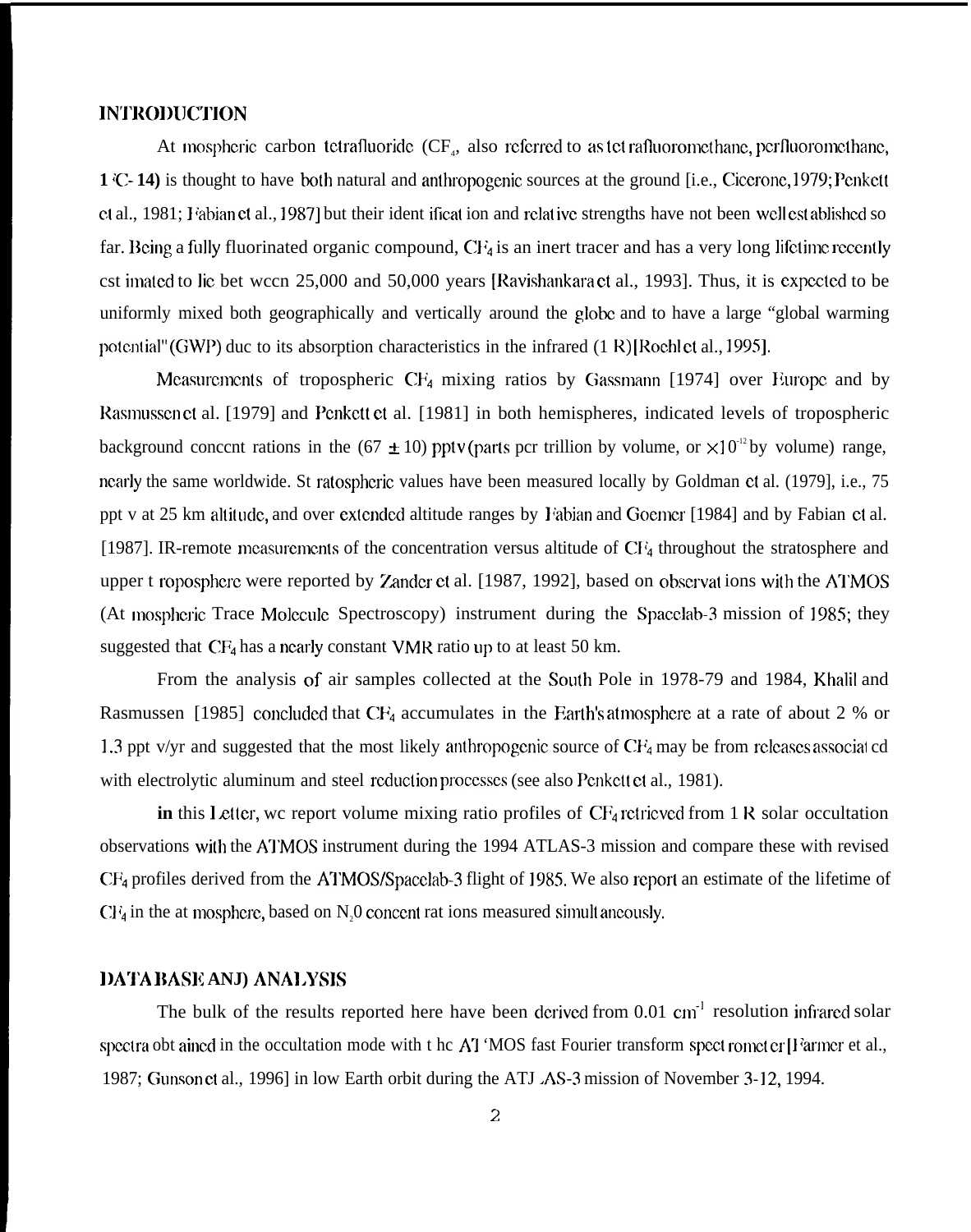## INTRODUCTION

Atmospheric carbon tetrafluoride ($CF_4$, also referred to as tetrafluoromethane, perfluoromethane, **FC-14)** is thought to have both natural and anthropogenic sources at the ground [i.e., Cicerone, 1979; Penkett et al., 1981; Fabian et al., 1987] but their identification and relative strengths have not been well established so far. Being a fully fluorinated organic compound, $CF_4$ is an inert tracer and has a very long lifetime recently estimated to lie between 25,000 and 50,000 years [Ravishankara et al., 1993]. Thus, it is expected to be uniformly mixed both geographically and vertically around the globe and to have a large "global warming potential" (GWP) due to its absorption characteristics in the infrared (IR) [Roehl et al., 1995].

Measurements of tropospheric $CF_4$ mixing ratios by Gassmann [1974] over Europe and by Rasmussen et al. [1979] and Penkett et al. [1981] in both hemispheres, indicated levels of tropospheric background concentrations in the (67 $\pm$ 10) pptv (parts per trillion by volume, or $\times 10^{-12}$ by volume) range, nearly the same worldwide. Stratospheric values have been measured locally by Goldman et al. (1979], i.e., 75 pptv at 25 km altitude, and over extended altitude ranges by Fabian and Goemer [1984] and by Fabian et al. [1987]. IR-remote measurements of the concentration versus altitude of $CF_4$ throughout the stratosphere and upper troposphere were reported by Zander et al. [1987, 1992], based on observations with the ATMOS (Atmospheric Trace Molecule Spectroscopy) instrument during the Spacelab-3 mission of 1985; they suggested that $CF_4$ has a nearly constant VMR ratio up to at least 50 km.

From the analysis of air samples collected at the South Pole in 1978-79 and 1984, Khalil and Rasmussen [1985] concluded that $CF_4$ accumulates in the Earth's atmosphere at a rate of about 2 % or 1.3 pptv/yr and suggested that the most likely anthropogenic source of $CF_4$ may be from releases associated with electrolytic aluminum and steel reduction processes (see also Penkett et al., 1981).

**In** this Letter, we report volume mixing ratio profiles of $CF_4$ retrieved from IR solar occultation observations with the ATMOS instrument during the 1994 ATLAS-3 mission and compare these with revised $CF_4$ profiles derived from the ATMOS/Spacelab-3 flight of 1985. We also report an estimate of the lifetime of $CF_4$ in the atmosphere, based on $N_2O$ concentrations measured simultaneously.

## DATABASE AND ANALYSIS

The bulk of the results reported here have been derived from 0.01 $cm^{-1}$ resolution infrared solar spectra obtained in the occultation mode with the ATMOS fast Fourier transform spectrometer [Farmer et al., 1987; Gunson et al., 1996] in low Earth orbit during the ATLAS-3 mission of November 3-12, 1994.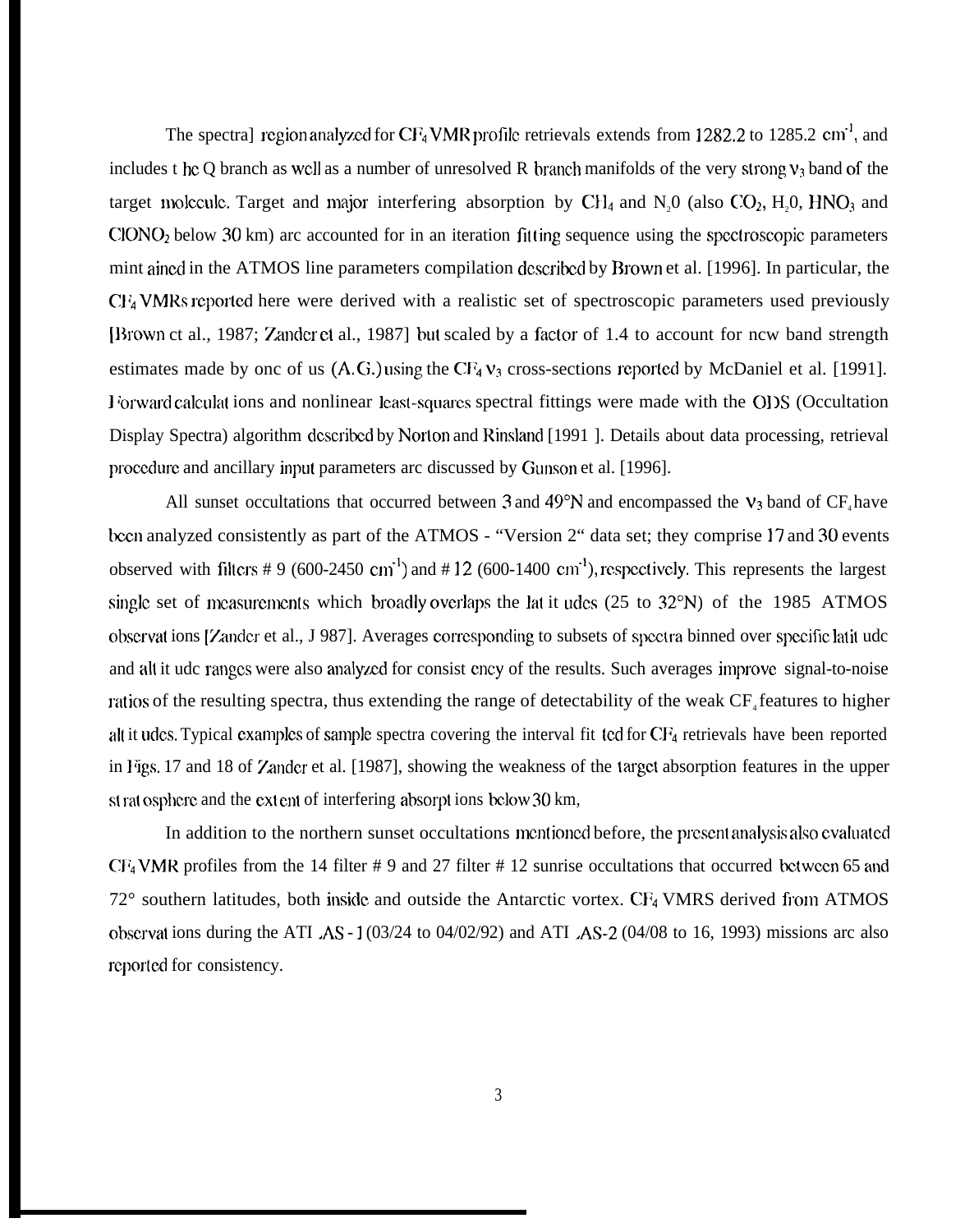The spectra] region analyzed for $CF_4$ VMR profile retrievals extends from 1282.2 to 1285.2 $cm^{-1}$, and includes t he Q branch as well as a number of unresolved R branch manifolds of the very strong $\nu_3$ band of the target molecule. Target and major interfering absorption by $CH_4$ and $N_2O$ (also $CO_2$, $H_2O$, $HNO_3$ and $ClONO_2$ below 30 km) arc accounted for in an iteration fitting sequence using the spectroscopic parameters mint ained in the ATMOS line parameters compilation described by Brown et al. [1996]. In particular, the $CF_4$ VMRs reported here were derived with a realistic set of spectroscopic parameters used previously [Brown ct al., 1987; Zander et al., 1987] but scaled by a factor of 1.4 to account for new band strength estimates made by onc of us (A.G.) using the $CF_4$ $\nu_3$ cross-sections reported by McDaniel et al. [1991]. Forward calculat ions and nonlinear least-squares spectral fittings were made with the ODS (Occultation Display Spectra) algorithm described by Norton and Rinsland [1991 ]. Details about data processing, retrieval procedure and ancillary input parameters arc discussed by Gunson et al. [1996].

All sunset occultations that occurred between 3 and 49°N and encompassed the $\nu_3$ band of $CF_4$ have been analyzed consistently as part of the ATMOS - "Version 2" data set; they comprise 17 and 30 events observed with filters # 9 (600-2450 $cm^{-1}$) and # 12 (600-1400 $cm^{-1}$), respectively. This represents the largest single set of measurements which broadly overlaps the lat it udes (25 to 32°N) of the 1985 ATMOS observat ions [Zander et al., J 987]. Averages corresponding to subsets of spectra binned over specific latit udc and alt it udc ranges were also analyzed for consist ency of the results. Such averages improve signal-to-noise ratios of the resulting spectra, thus extending the range of detectability of the weak $CF_4$ features to higher alt it udes. Typical examples of sample spectra covering the interval fit ted for $CF_4$ retrievals have been reported in Figs. 17 and 18 of Zander et al. [1987], showing the weakness of the target absorption features in the upper st rat osphere and the ext ent of interfering absorpt ions below 30 km,

In addition to the northern sunset occultations mentioned before, the present analysis also evaluated $CF_4$ VMR profiles from the 14 filter # 9 and 27 filter # 12 sunrise occultations that occurred between 65 and 72° southern latitudes, both inside and outside the Antarctic vortex. $CF_4$ VMRS derived from ATMOS observat ions during the ATLAS - 1 (03/24 to 04/02/92) and ATLAS-2 (04/08 to 16, 1993) missions arc also reported for consistency.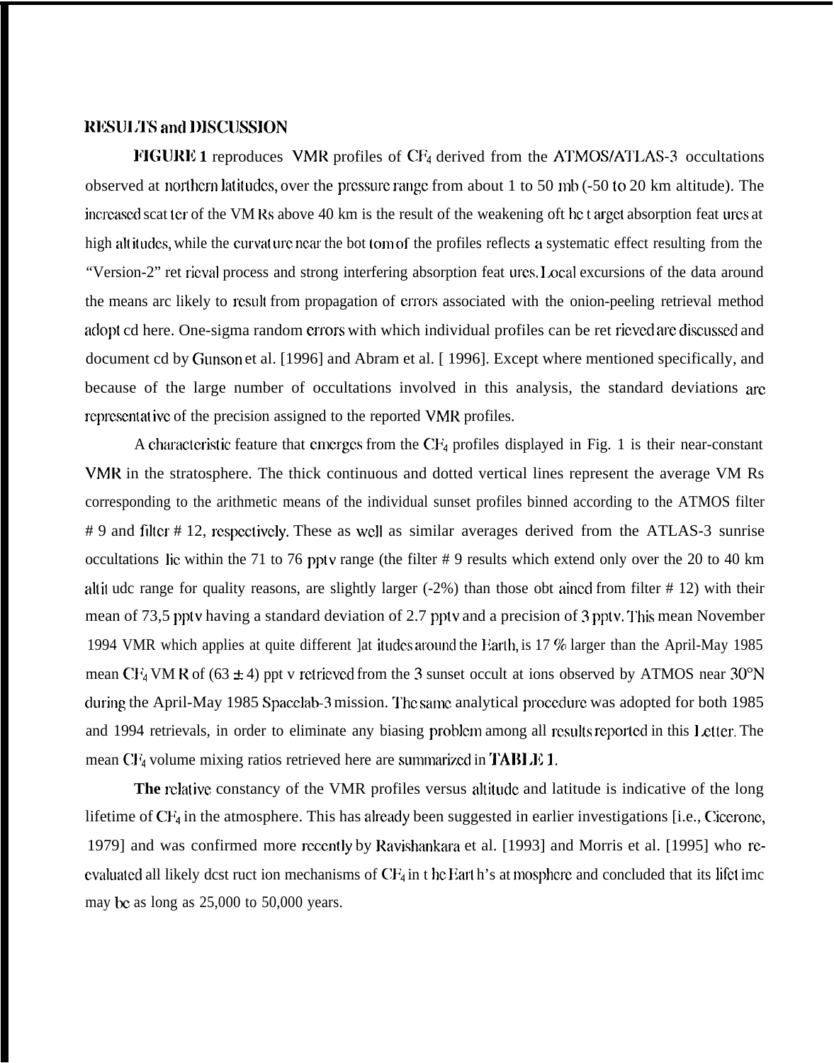## RESULTS and DISCUSSION

**FIGURE 1** reproduces VMR profiles of $CF_4$ derived from the ATMOS/ATLAS-3 occultations observed at northern latitudes, over the pressure range from about 1 to 50 mb (~50 to 20 km altitude). The increased scatter of the VMRs above 40 km is the result of the weakening of the target absorption features at high altitudes, while the curvature near the bottom of the profiles reflects a systematic effect resulting from the "Version-2" retrieval process and strong interfering absorption features. Local excursions of the data around the means are likely to result from propagation of errors associated with the onion-peeling retrieval method adopted here. One-sigma random errors with which individual profiles can be retrieved are discussed and documented by Gunson et al. [1996] and Abrams et al. [1996]. Except where mentioned specifically, and because of the large number of occultations involved in this analysis, the standard deviations are representative of the precision assigned to the reported VMR profiles.

A characteristic feature that emerges from the $CF_4$ profiles displayed in Fig. 1 is their near-constant VMR in the stratosphere. The thick continuous and dotted vertical lines represent the average VMRs corresponding to the arithmetic means of the individual sunset profiles binned according to the ATMOS filter # 9 and filter # 12, respectively. These as well as similar averages derived from the ATLAS-3 sunrise occultations lie within the 71 to 76 pptv range (the filter # 9 results which extend only over the 20 to 40 km altitude range for quality reasons, are slightly larger (~2%) than those obtained from filter # 12) with their mean of 73.5 pptv having a standard deviation of 2.7 pptv and a precision of 3 pptv. This mean November 1994 VMR which applies at quite different latitudes around the Earth, is 17 % larger than the April-May 1985 mean $CF_4$ VMR of $(63 \pm 4)$ pptv retrieved from the 3 sunset occultations observed by ATMOS near 30°N during the April-May 1985 Spacelab-3 mission. The same analytical procedure was adopted for both 1985 and 1994 retrievals, in order to eliminate any biasing problem among all results reported in this Letter. The mean $CF_4$ volume mixing ratios retrieved here are summarized in **TABLE 1.**

**The** relative constancy of the VMR profiles versus altitude and latitude is indicative of the long lifetime of $CF_4$ in the atmosphere. This has already been suggested in earlier investigations [i.e., Cicerone, 1979] and was confirmed more recently by Ravishankara et al. [1993] and Morris et al. [1995] who re-evaluated all likely destruction mechanisms of $CF_4$ in the Earth's atmosphere and concluded that its lifetime may be as long as 25,000 to 50,000 years.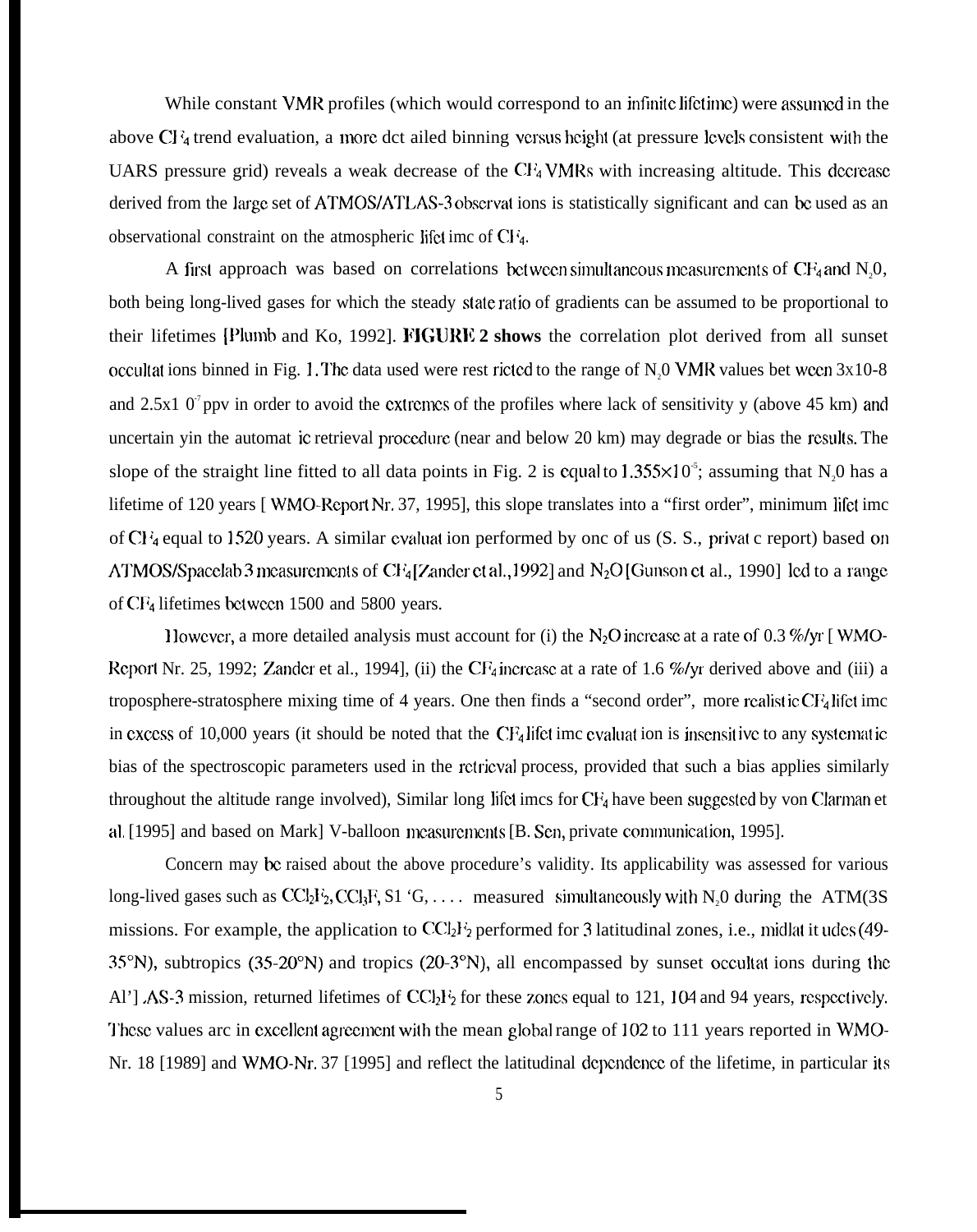While constant VMR profiles (which would correspond to an infinite lifetime) were assumed in the above $CF_4$ trend evaluation, a more detailed binning versus height (at pressure levels consistent with the UARS pressure grid) reveals a weak decrease of the $CF_4$ VMRs with increasing altitude. This decrease derived from the large set of ATMOS/ATLAS-3 observations is statistically significant and can be used as an observational constraint on the atmospheric lifetime of $CF_4$.

A first approach was based on correlations between simultaneous measurements of $CF_4$ and $N_2O$, both being long-lived gases for which the steady state ratio of gradients can be assumed to be proportional to their lifetimes [Plumb and Ko, 1992]. **FIGURE 2 shows** the correlation plot derived from all sunset occultations binned in Fig. 1. The data used were restricted to the range of $N_2O$ VMR values between 3x10-8 and 2.5x1 $0^{-7}$ ppv in order to avoid the extremes of the profiles where lack of sensitivity y (above 45 km) and uncertain yin the automatic retrieval procedure (near and below 20 km) may degrade or bias the results. The slope of the straight line fitted to all data points in Fig. 2 is equal to $1.355\times10^{-5}$; assuming that $N_2O$ has a lifetime of 120 years [ WMO-Report Nr. 37, 1995], this slope translates into a "first order", minimum lifetime of $CF_4$ equal to 1520 years. A similar evaluation performed by one of us (S. S., private report) based on ATMOS/Spacelab 3 measurements of $CF_4$ [Zander et al.,1992] and $N_2O$ [Gunson et al., 1990] led to a range of $CF_4$ lifetimes between 1500 and 5800 years.

However, a more detailed analysis must account for (i) the $N_2O$ increase at a rate of 0.3 %/yr [ WMO-Report Nr. 25, 1992; Zander et al., 1994], (ii) the $CF_4$ increase at a rate of 1.6 %/yr derived above and (iii) a troposphere-stratosphere mixing time of 4 years. One then finds a "second order", more realistic $CF_4$ lifetime in excess of 10,000 years (it should be noted that the $CF_4$ lifetime evaluation is insensitive to any systematic bias of the spectroscopic parameters used in the retrieval process, provided that such a bias applies similarly throughout the altitude range involved), Similar long lifetimes for $CF_4$ have been suggested by von Clarman et al. [1995] and based on MarkIV-balloon measurements [B. Sen, private communication, 1995].

Concern may be raised about the above procedure's validity. Its applicability was assessed for various long-lived gases such as $CCl_2F_2$, $CCl_3F$, $SF_6$, .... measured simultaneously with $N_2O$ during the ATMOS missions. For example, the application to $CCl_2F_2$ performed for 3 latitudinal zones, i.e., midlatitudes (49-35°N), subtropics (35-20°N) and tropics (20-3°N), all encompassed by sunset occultations during the ATLAS-3 mission, returned lifetimes of $CCl_2F_2$ for these zones equal to 121, 104 and 94 years, respectively. These values are in excellent agreement with the mean global range of 102 to 111 years reported in WMO-Nr. 18 [1989] and WMO-Nr. 37 [1995] and reflect the latitudinal dependence of the lifetime, in particular its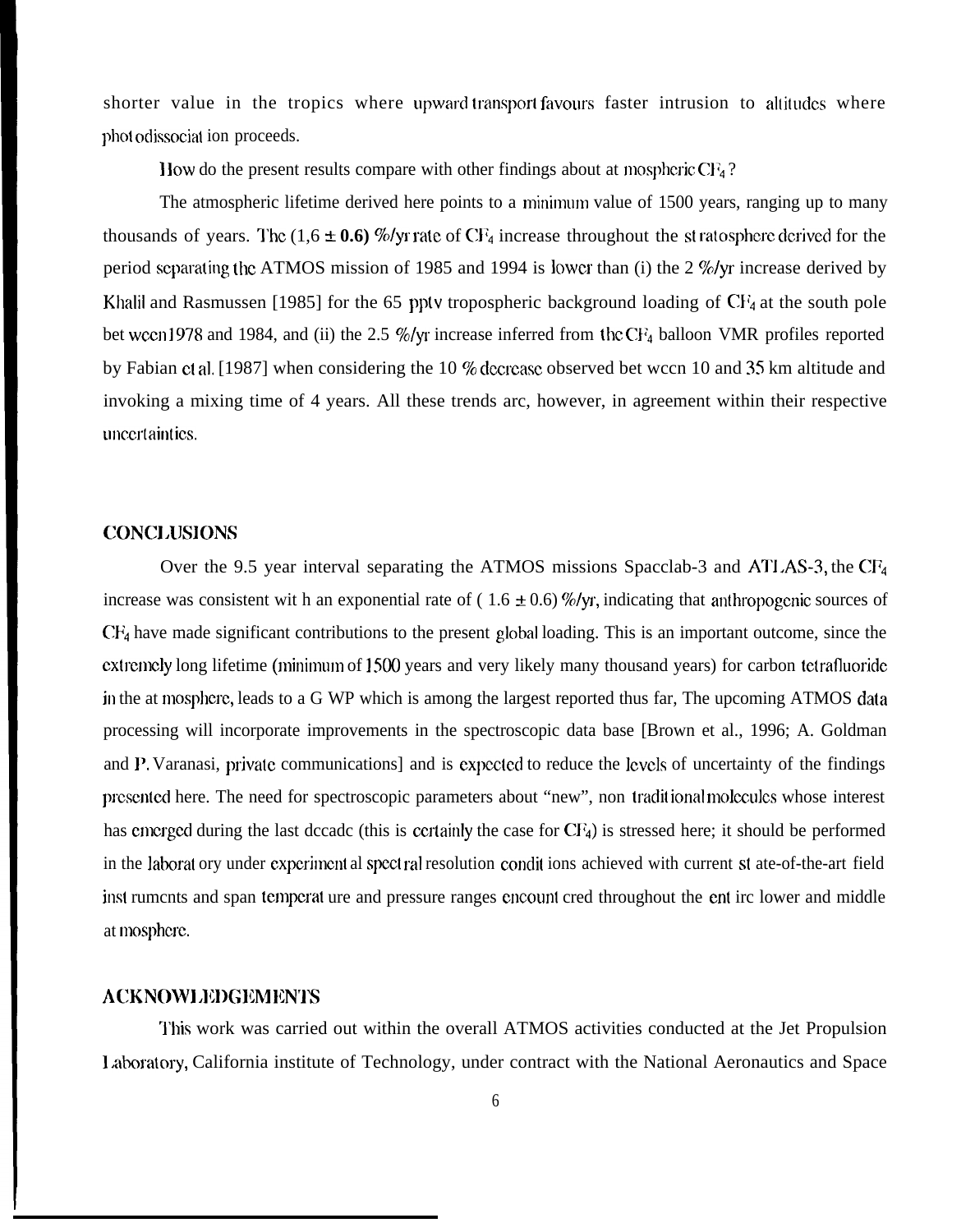shorter value in the tropics where upward transport favours faster intrusion to altitudes where photodissociation proceeds.

How do the present results compare with other findings about atmospheric $CF_4$?

The atmospheric lifetime derived here points to a minimum value of 1500 years, ranging up to many thousands of years. The (1,6 ± **0.6)** %/yr rate of $CF_4$ increase throughout the stratosphere derived for the period separating the ATMOS mission of 1985 and 1994 is lower than (i) the 2 %/yr increase derived by Khalil and Rasmussen [1985] for the 65 pptv tropospheric background loading of $CF_4$ at the south pole between 1978 and 1984, and (ii) the 2.5 %/yr increase inferred from the $CF_4$ balloon VMR profiles reported by Fabian et al. [1987] when considering the 10 % decrease observed between 10 and 35 km altitude and invoking a mixing time of 4 years. All these trends are, however, in agreement within their respective uncertainties.

## CONCLUSIONS

Over the 9.5 year interval separating the ATMOS missions Spacelab-3 and ATLAS-3, the $CF_4$ increase was consistent with an exponential rate of ( 1.6 ± 0.6) %/yr, indicating that anthropogenic sources of $CF_4$ have made significant contributions to the present global loading. This is an important outcome, since the extremely long lifetime (minimum of 1500 years and very likely many thousand years) for carbon tetrafluoride in the atmosphere, leads to a GWP which is among the largest reported thus far, The upcoming ATMOS data processing will incorporate improvements in the spectroscopic data base [Brown et al., 1996; A. Goldman and P. Varanasi, private communications] and is expected to reduce the levels of uncertainty of the findings presented here. The need for spectroscopic parameters about "new", non traditional molecules whose interest has emerged during the last decade (this is certainly the case for $CF_4$) is stressed here; it should be performed in the laboratory under experimental spectral resolution conditions achieved with current state-of-the-art field instruments and span temperature and pressure ranges encountered throughout the entire lower and middle atmosphere.

## ACKNOWLEDGEMENTS

This work was carried out within the overall ATMOS activities conducted at the Jet Propulsion Laboratory, California institute of Technology, under contract with the National Aeronautics and Space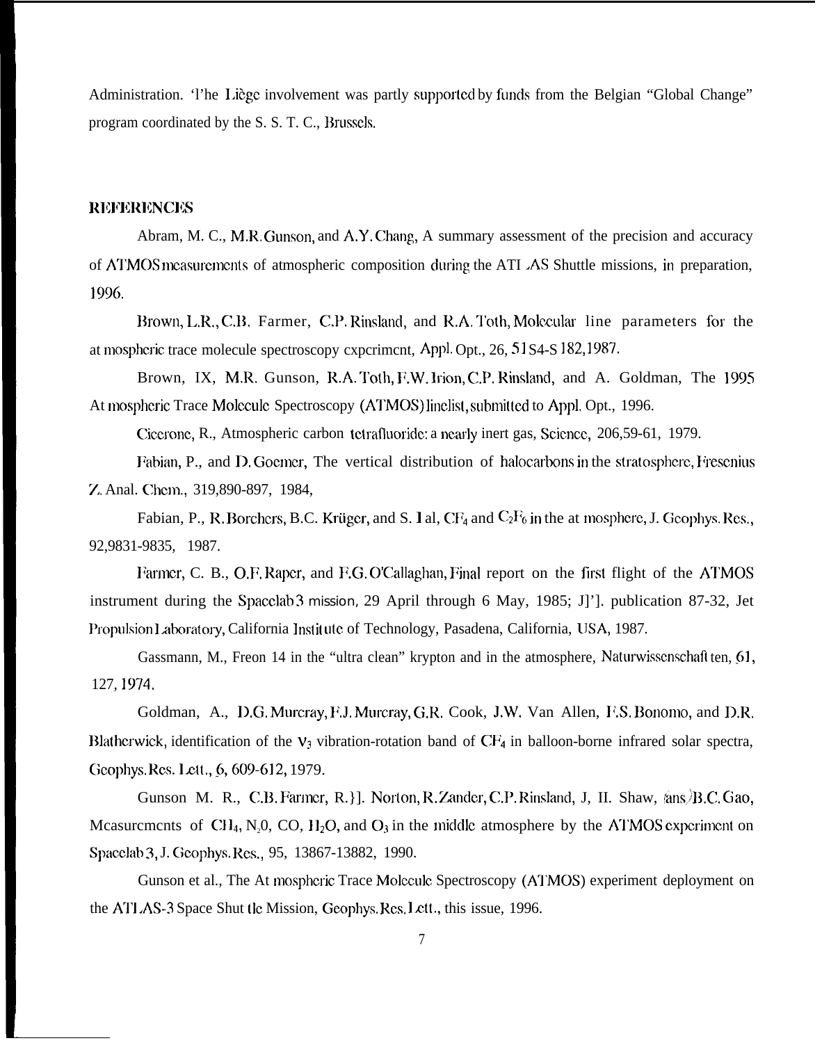Administration. 'l'he Liège involvement was partly supported by funds from the Belgian "Global Change" program coordinated by the S. S. T. C., Brussels.

## REFERENCES

Abram, M. C., M.R. Gunson, and A.Y. Chang, A summary assessment of the precision and accuracy of ATMOS measurements of atmospheric composition during the ATLAS Shuttle missions, in preparation, 1996.

Brown, L.R., C.B. Farmer, C.P. Rinsland, and R.A. Toth, Molecular line parameters for the atmospheric trace molecule spectroscopy experiment, Appl. Opt., 26, 5154-5182, 1987.

Brown, IX, M.R. Gunson, R.A. Toth, F.W. Irion, C.P. Rinsland, and A. Goldman, The 1995 Atmospheric Trace Molecule Spectroscopy (ATMOS) linelist, submitted to Appl. Opt., 1996.

Cicerone, R., Atmospheric carbon tetrafluoride: a nearly inert gas, Science, 206,59-61, 1979.

Fabian, P., and D. Goemer, The vertical distribution of halocarbons in the stratosphere, Fresenius Z. Anal. Chem., 319,890-897, 1984,

Fabian, P., R. Borchers, B.C. Krüger, and S. I al, $CF_4$ and $C_2F_6$ in the atmosphere, J. Geophys. Res., 92,9831-9835, 1987.

Farmer, C. B., O.F. Raper, and F.G. O'Callaghan, Final report on the first flight of the ATMOS instrument during the Spacelab 3 mission, 29 April through 6 May, 1985; J]']. publication 87-32, Jet Propulsion Laboratory, California Institute of Technology, Pasadena, California, USA, 1987.

Gassmann, M., Freon 14 in the "ultra clean" krypton and in the atmosphere, Naturwissenschaften, 61, 127, 1974.

Goldman, A., D.G. Murcray, F.J. Murcray, G.R. Cook, J.W. Van Allen, F.S. Bonomo, and D.R. Blatherwick, identification of the $\nu_3$ vibration-rotation band of $CF_4$ in balloon-borne infrared solar spectra, Geophys. Res. Lett., 6, 609-612, 1979.

Gunson M. R., C.B. Farmer, R.H. Norton, R. Zander, C.P. Rinsland, J, II. Shaw, and B.C. Gao, Measurements of $CH_4$, $N_2O$, CO, $H_2O$, and $O_3$ in the middle atmosphere by the ATMOS experiment on Spacelab 3, J. Geophys. Res., 95, 13867-13882, 1990.

Gunson et al., The Atmospheric Trace Molecule Spectroscopy (ATMOS) experiment deployment on the ATLAS-3 Space Shuttle Mission, Geophys. Res. Lett., this issue, 1996.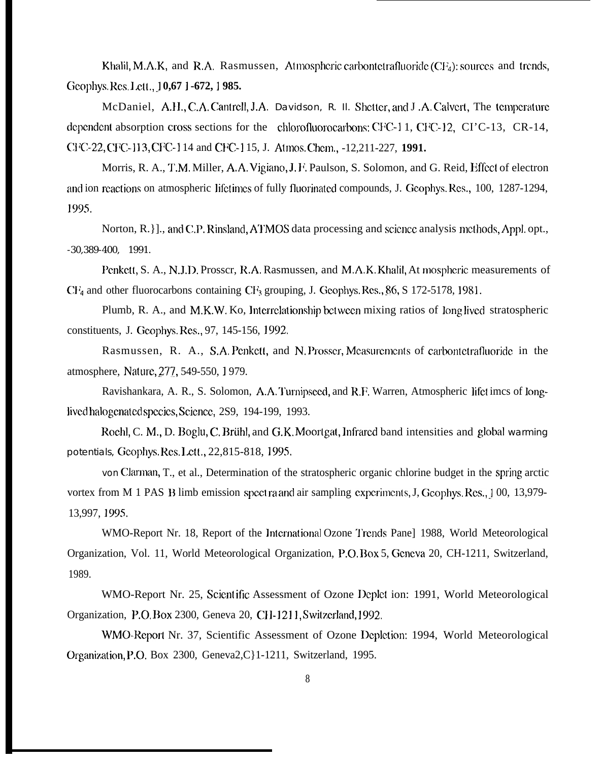Khalil, M.A.K, and R.A. Rasmussen, Atmospheric carbontetrafluoride ($CF_4$): sources and trends, Geophys. Res. Lett., 10,671-672, 1985.

McDaniel, A.H., C.A. Cantrell, J.A. Davidson, R. E. Shetter, and J .A. Calvert, The temperature dependent absorption cross sections for the chlorofluorocarbons: CFC-11, CFC-12, CFC-13, CFC-14, CFC-22, CFC-113, CFC-114 and CFC-115, J. Atmos. Chem., 12,211-227, 1991.

Morris, R. A., T.M. Miller, A.A. Vigiano, J. F. Paulson, S. Solomon, and G. Reid, Effect of electron and ion reactions on atmospheric lifetimes of fully fluorinated compounds, J. Geophys. Res., 100, 1287-1294, 1995.

Norton, R.H., and C.P. Rinsland, ATMOS data processing and science analysis methods, Appl. opt., 30,389-400, 1991.

Penkett, S. A., N.J.D. Prosser, R.A. Rasmussen, and M.A.K. Khalil, Atmospheric measurements of $CF_4$ and other fluorocarbons containing $CF_3$ grouping, J. Geophys. Res., 86, 5172-5178, 1981.

Plumb, R. A., and M.K.W. Ko, Interrelationship between mixing ratios of long lived stratospheric constituents, J. Geophys. Res., 97, 145-156, 1992.

Rasmussen, R. A., S.A. Penkett, and N. Prosser, Measurements of carbontetrafluoride in the atmosphere, Nature, 277, 549-550, 1979.

Ravishankara, A. R., S. Solomon, A.A. Turnipseed, and R.F. Warren, Atmospheric lifetimes of long-lived halogenated species, Science, 259, 194-199, 1993.

Roehl, C. M., D. Boglu, C. Brühl, and G.K. Moortgat, Infrared band intensities and global warming potentials, Geophys. Res. Lett., 22,815-818, 1995.

von Clarman, T., et al., Determination of the stratospheric organic chlorine budget in the spring arctic vortex from MIPAS B limb emission spectra and air sampling experiments, J, Geophys. Res., 100, 13,979-13,997, 1995.

WMO-Report Nr. 18, Report of the International Ozone Trends Panel 1988, World Meteorological Organization, Vol. II, World Meteorological Organization, P.O. Box 5, Geneva 20, CH-1211, Switzerland, 1989.

WMO-Report Nr. 25, Scientific Assessment of Ozone Depletion: 1991, World Meteorological Organization, P.O. Box 2300, Geneva 20, CH-1211, Switzerland, 1992.

WMO-Report Nr. 37, Scientific Assessment of Ozone Depletion: 1994, World Meteorological Organization, P.O. Box 2300, Geneva 2, CH-1211, Switzerland, 1995.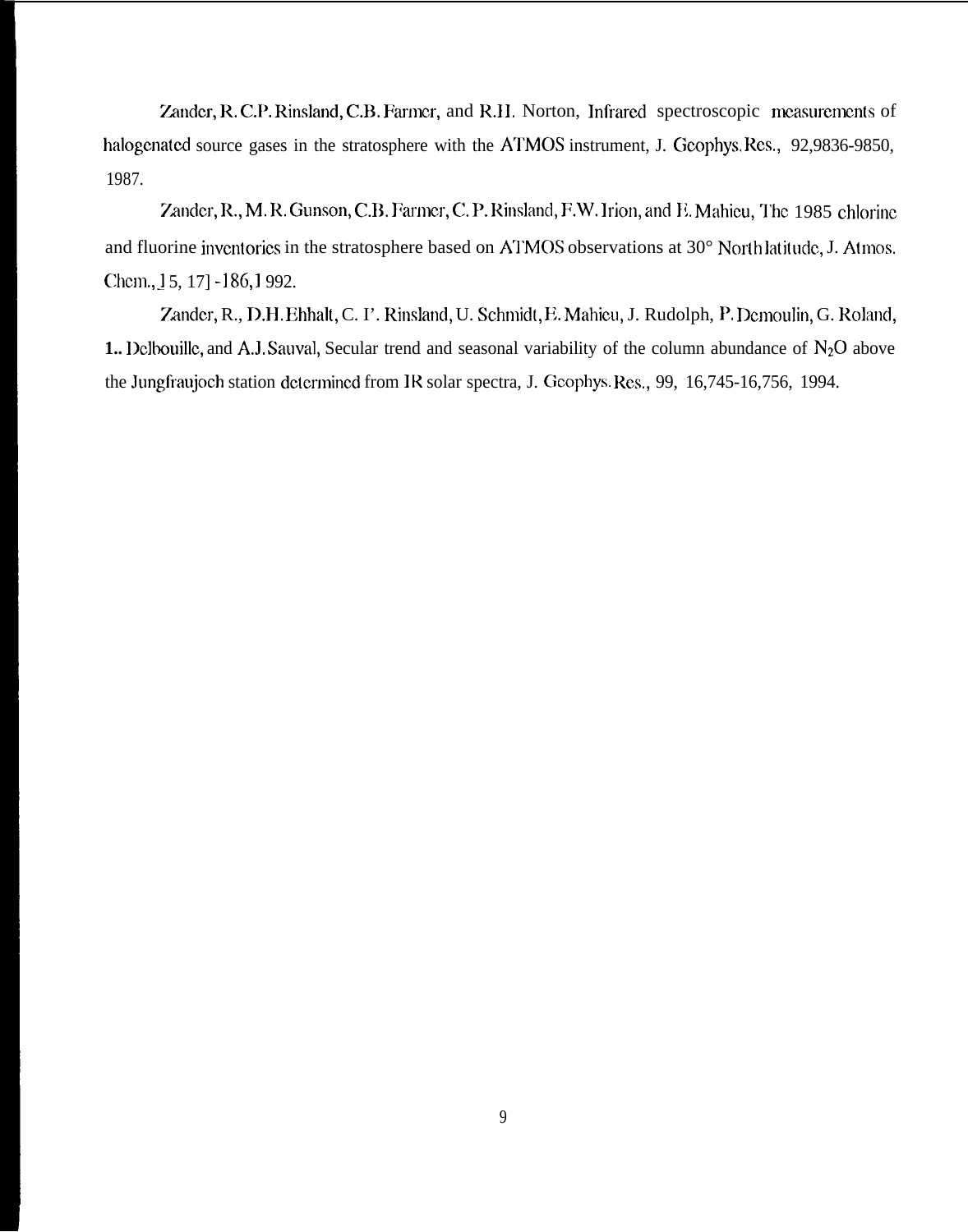Zander, R. C.P. Rinsland, C.B. Farmer, and R.H. Norton, Infrared spectroscopic measurements of halogenated source gases in the stratosphere with the ATMOS instrument, J. Geophys. Res., 92,9836-9850, 1987.

Zander, R., M. R. Gunson, C.B. Farmer, C. P. Rinsland, F.W. Irion, and E. Mahieu, The 1985 chlorine and fluorine inventories in the stratosphere based on ATMOS observations at 30° North latitude, J. Atmos. Chem., 15, 171-186, 1992.

Zander, R., D.H. Ehhalt, C. P. Rinsland, U. Schmidt, E. Mahieu, J. Rudolph, P. Demoulin, G. Roland, L. Delbouille, and A.J. Sauval, Secular trend and seasonal variability of the column abundance of $N_2O$ above the Jungfraujoch station determined from IR solar spectra, J. Geophys. Res., 99, 16,745-16,756, 1994.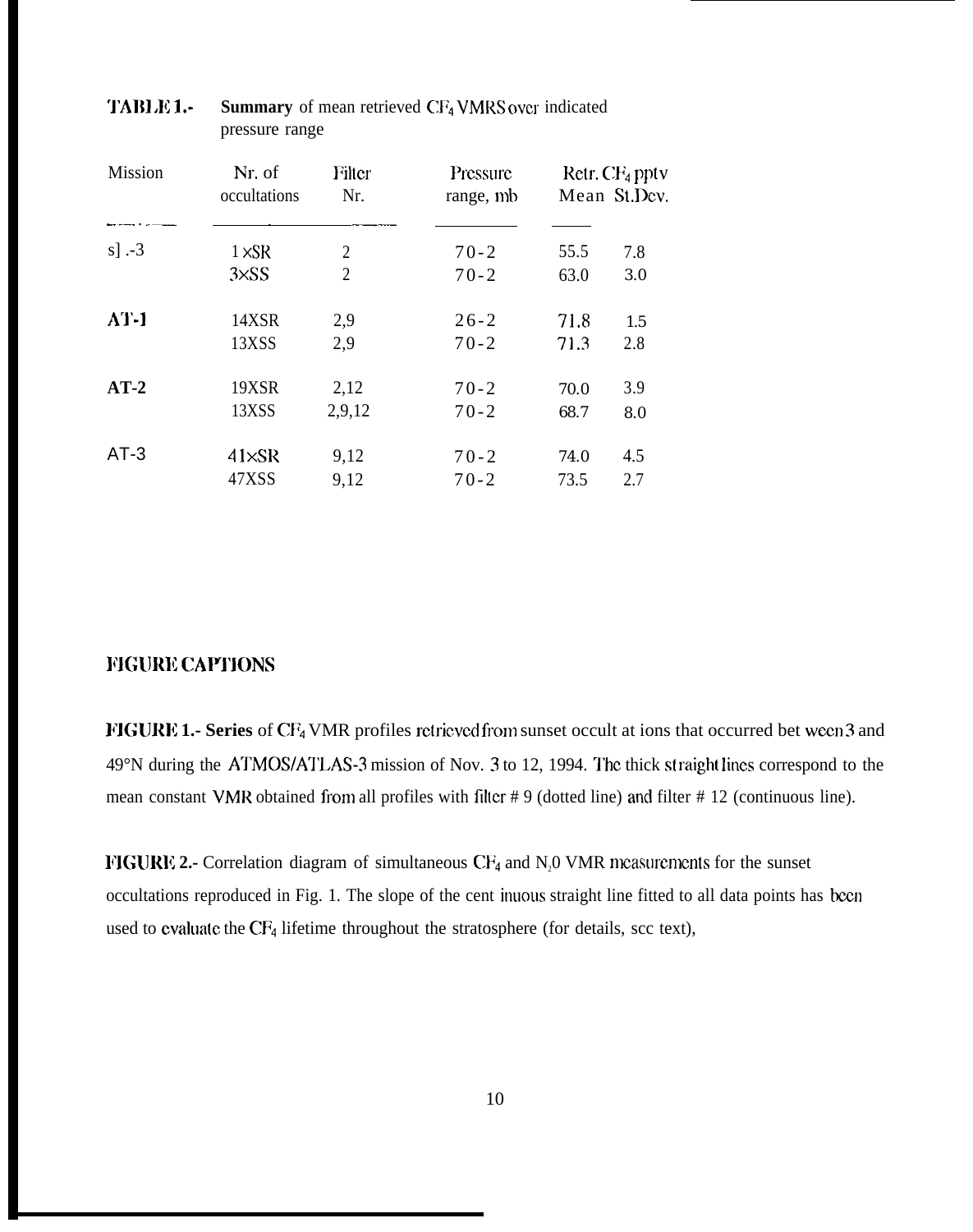**TABLE 1.-** **Summary** of mean retrieved $CF_4$ VMRS over indicated pressure range

| Mission | Nr. of occultations | Filter Nr. | Pressure range, mb | Retr. $CF_4$ pptv Mean | St.Dev. |
|---|---|---|---|---|---|
| s] .-3 | 1×SR | 2 | 70-2 | 55.5 | 7.8 |
| | 3×SS | 2 | 70-2 | 63.0 | 3.0 |
| **AT-1** | 14XSR | 2,9 | 26-2 | 71.8 | 1.5 |
| | 13XSS | 2,9 | 70-2 | 71.3 | 2.8 |
| **AT-2** | 19XSR | 2,12 | 70-2 | 70.0 | 3.9 |
| | 13XSS | 2,9,12 | 70-2 | 68.7 | 8.0 |
| AT-3 | 41×SR | 9,12 | 70-2 | 74.0 | 4.5 |
| | 47XSS | 9,12 | 70-2 | 73.5 | 2.7 |

## FIGURE CAPTIONS

**FIGURE 1.- Series** of $CF_4$ VMR profiles retrieved from sunset occult at ions that occurred bet ween 3 and 49°N during the ATMOS/ATLAS-3 mission of Nov. 3 to 12, 1994. The thick straight lines correspond to the mean constant VMR obtained from all profiles with filter # 9 (dotted line) and filter # 12 (continuous line).

**FIGURE 2.-** Correlation diagram of simultaneous $CF_4$ and $N_2O$ VMR measurements for the sunset occultations reproduced in Fig. 1. The slope of the cent inuous straight line fitted to all data points has been used to evaluate the $CF_4$ lifetime throughout the stratosphere (for details, scc text),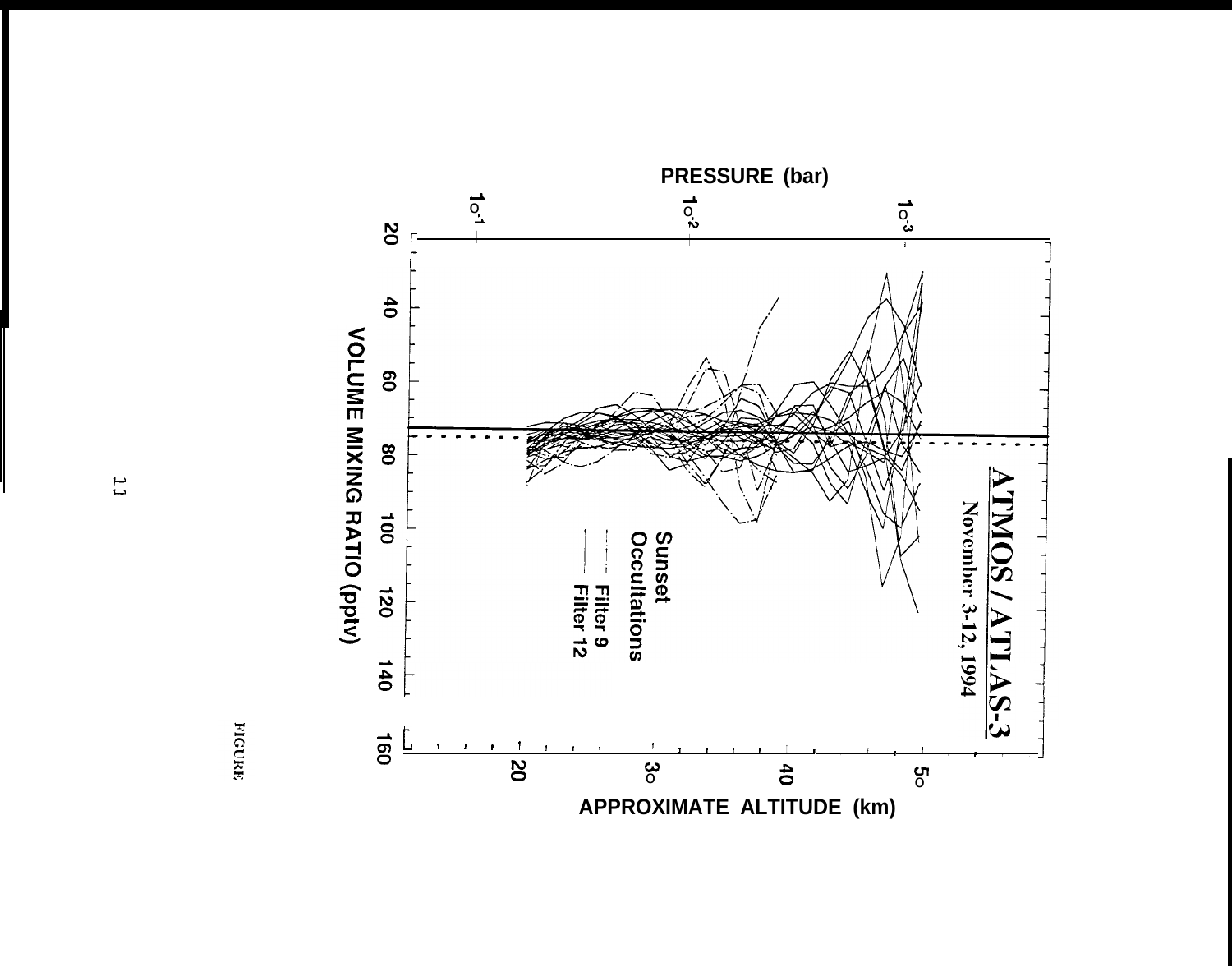ATMOS / ATLAS-3

November 3-12, 1994

Sunset Occultations

Filter 9

Filter 12

PRESSURE (bar)

$10^{-1}$ $10^{-2}$ $10^{-3}$

VOLUME MIXING RATIO (pptv)

20 40 60 80 100 120 140 160

APPROXIMATE ALTITUDE (km)

20 30 40 50

FIGURE 11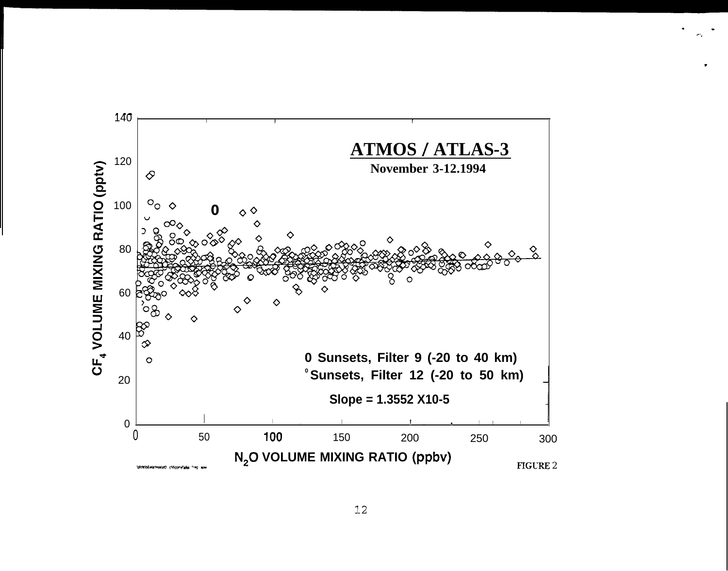ATMOS / ATLAS-3

November 3-12.1994

0 Sunsets, Filter 9 (-20 to 40 km)

° Sunsets, Filter 12 (-20 to 50 km)

Slope = 1.3552 X10-5

$CF_4$ VOLUME MIXING RATIO (pptv)

140
120
100
80
60
40
20
0

0
50
100
150
200
250
300

$N_2O$ VOLUME MIXING RATIO (ppbv)

FIGURE 2